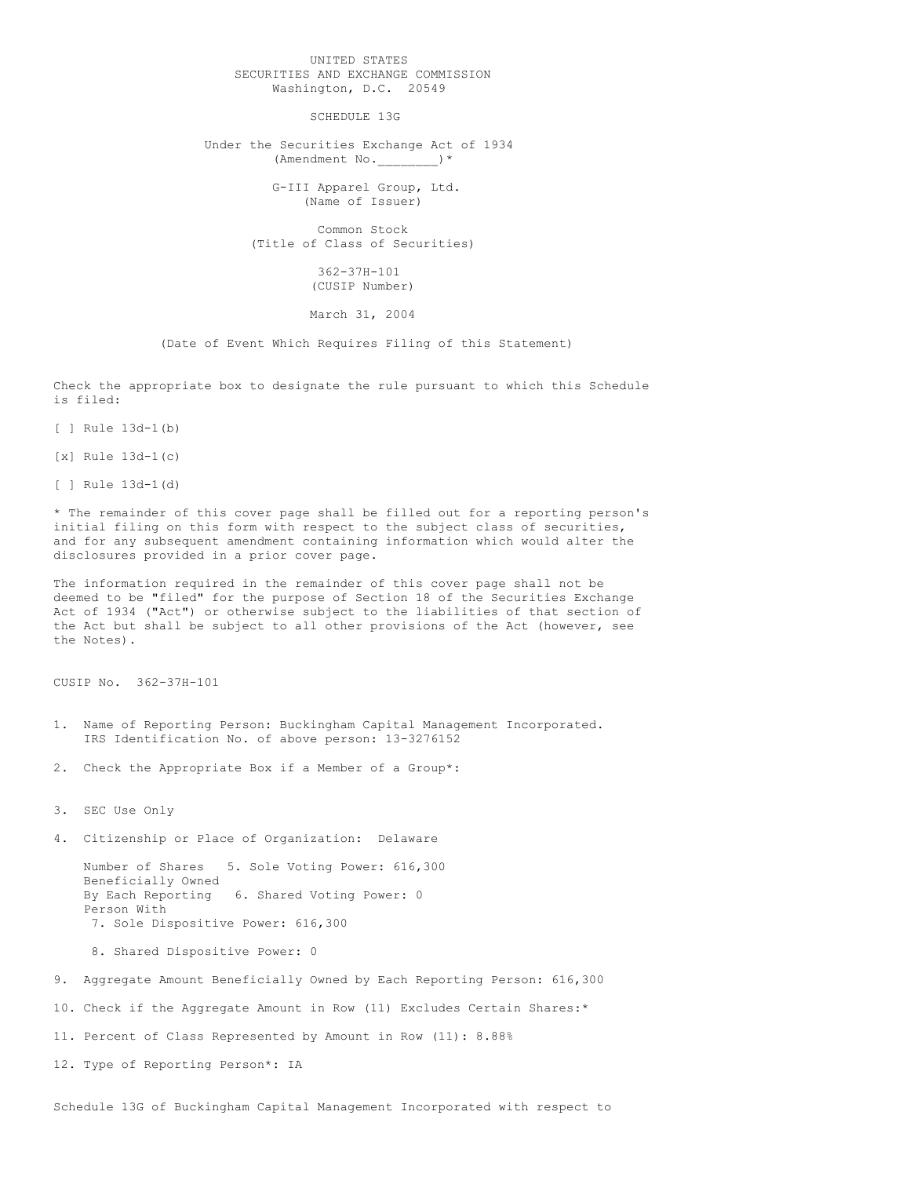UNITED STATES
SECURITIES AND EXCHANGE COMMISSION
Washington, D.C. 20549

# SCHEDULE 13G

Under the Securities Exchange Act of 1934
(Amendment No.________)*

G-III Apparel Group, Ltd.
(Name of Issuer)

Common Stock
(Title of Class of Securities)

362-37H-101
(CUSIP Number)

March 31, 2004

(Date of Event Which Requires Filing of this Statement)

Check the appropriate box to designate the rule pursuant to which this Schedule is filed:

[ ] Rule 13d-1(b)

[x] Rule 13d-1(c)

[ ] Rule 13d-1(d)

* The remainder of this cover page shall be filled out for a reporting person's initial filing on this form with respect to the subject class of securities, and for any subsequent amendment containing information which would alter the disclosures provided in a prior cover page.

The information required in the remainder of this cover page shall not be deemed to be "filed" for the purpose of Section 18 of the Securities Exchange Act of 1934 ("Act") or otherwise subject to the liabilities of that section of the Act but shall be subject to all other provisions of the Act (however, see the Notes).

CUSIP No. 362-37H-101

1. Name of Reporting Person: Buckingham Capital Management Incorporated.
   IRS Identification No. of above person: 13-3276152

2. Check the Appropriate Box if a Member of a Group*:

3. SEC Use Only

4. Citizenship or Place of Organization: Delaware

   Number of Shares Beneficially Owned By Each Reporting Person With
   5. Sole Voting Power: 616,300
   6. Shared Voting Power: 0
   7. Sole Dispositive Power: 616,300
   8. Shared Dispositive Power: 0

9. Aggregate Amount Beneficially Owned by Each Reporting Person: 616,300

10. Check if the Aggregate Amount in Row (11) Excludes Certain Shares:*

11. Percent of Class Represented by Amount in Row (11): 8.88%

12. Type of Reporting Person*: IA

Schedule 13G of Buckingham Capital Management Incorporated with respect to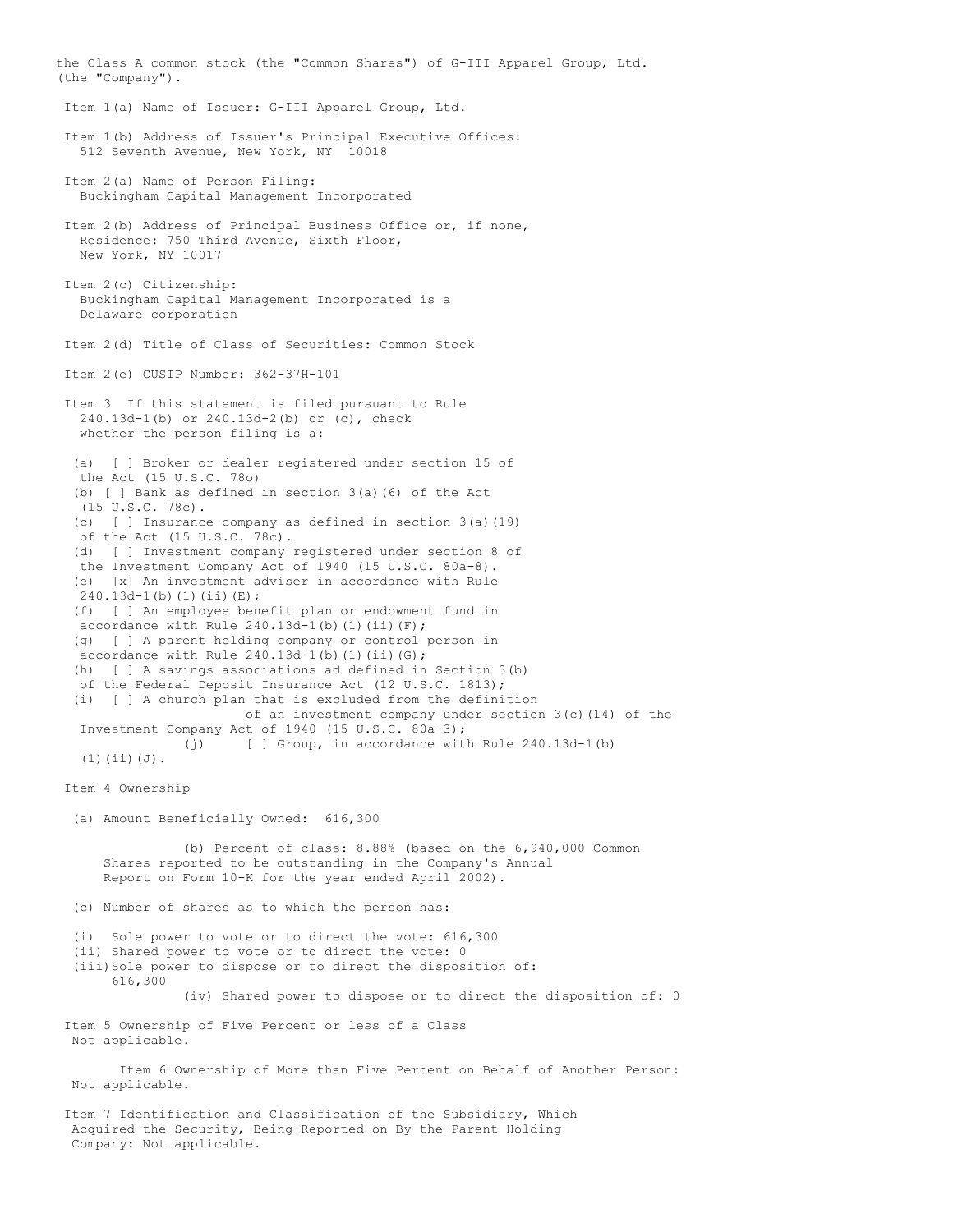the Class A common stock (the "Common Shares") of G-III Apparel Group, Ltd. (the "Company").

Item 1(a) Name of Issuer: G-III Apparel Group, Ltd.

Item 1(b) Address of Issuer's Principal Executive Offices:
512 Seventh Avenue, New York, NY 10018

Item 2(a) Name of Person Filing:
Buckingham Capital Management Incorporated

Item 2(b) Address of Principal Business Office or, if none, Residence: 750 Third Avenue, Sixth Floor, New York, NY 10017

Item 2(c) Citizenship:
Buckingham Capital Management Incorporated is a Delaware corporation

Item 2(d) Title of Class of Securities: Common Stock

Item 2(e) CUSIP Number: 362-37H-101

Item 3 If this statement is filed pursuant to Rule 240.13d-1(b) or 240.13d-2(b) or (c), check whether the person filing is a:

(a) [ ] Broker or dealer registered under section 15 of the Act (15 U.S.C. 78o)
(b) [ ] Bank as defined in section 3(a)(6) of the Act (15 U.S.C. 78c).
(c) [ ] Insurance company as defined in section 3(a)(19) of the Act (15 U.S.C. 78c).
(d) [ ] Investment company registered under section 8 of the Investment Company Act of 1940 (15 U.S.C. 80a-8).
(e) [x] An investment adviser in accordance with Rule 240.13d-1(b)(1)(ii)(E);
(f) [ ] An employee benefit plan or endowment fund in accordance with Rule 240.13d-1(b)(1)(ii)(F);
(g) [ ] A parent holding company or control person in accordance with Rule 240.13d-1(b)(1)(ii)(G);
(h) [ ] A savings associations ad defined in Section 3(b) of the Federal Deposit Insurance Act (12 U.S.C. 1813);
(i) [ ] A church plan that is excluded from the definition of an investment company under section 3(c)(14) of the Investment Company Act of 1940 (15 U.S.C. 80a-3);
(j) [ ] Group, in accordance with Rule 240.13d-1(b)(1)(ii)(J).

Item 4 Ownership

(a) Amount Beneficially Owned: 616,300

(b) Percent of class: 8.88% (based on the 6,940,000 Common Shares reported to be outstanding in the Company's Annual Report on Form 10-K for the year ended April 2002).

(c) Number of shares as to which the person has:

(i) Sole power to vote or to direct the vote: 616,300
(ii) Shared power to vote or to direct the vote: 0
(iii) Sole power to dispose or to direct the disposition of: 616,300
(iv) Shared power to dispose or to direct the disposition of: 0

Item 5 Ownership of Five Percent or less of a Class
Not applicable.

Item 6 Ownership of More than Five Percent on Behalf of Another Person:
Not applicable.

Item 7 Identification and Classification of the Subsidiary, Which Acquired the Security, Being Reported on By the Parent Holding Company: Not applicable.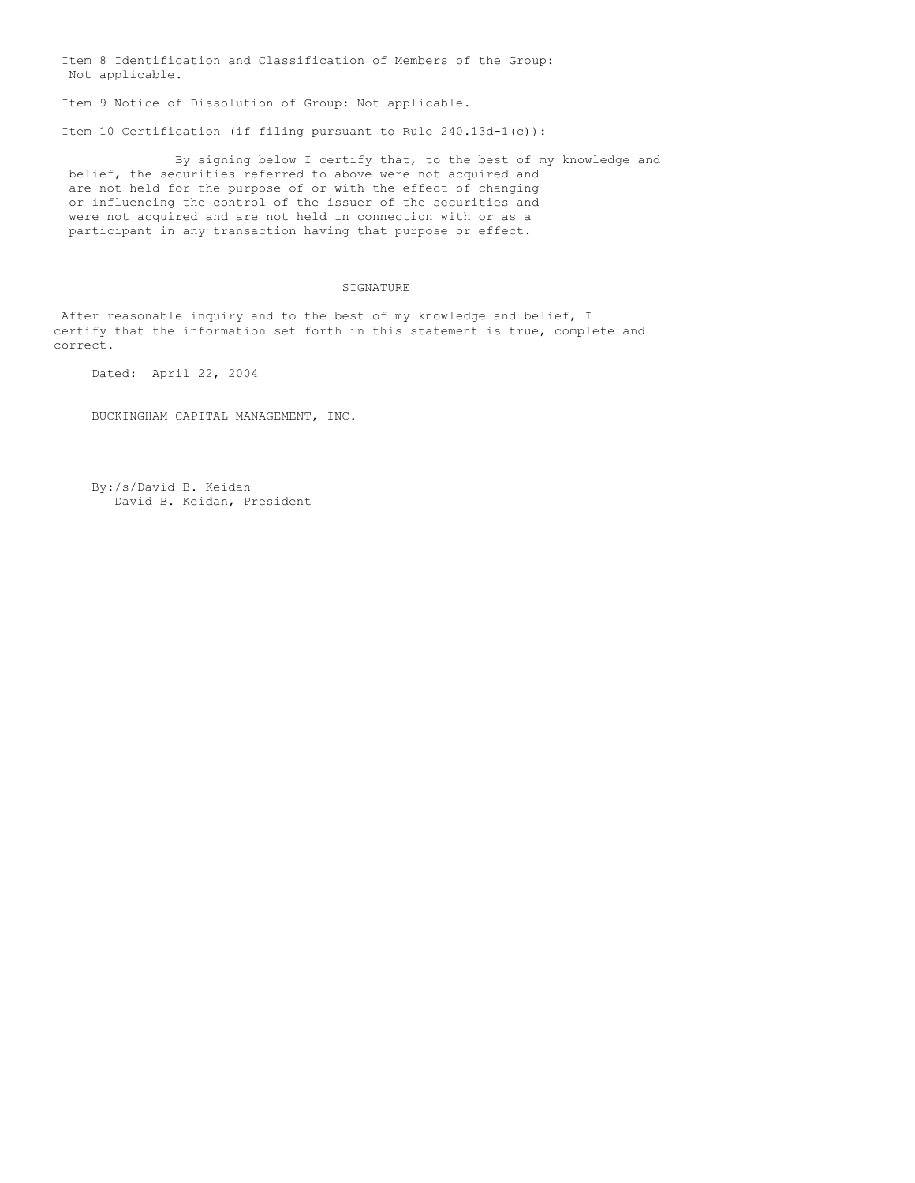Item 8 Identification and Classification of Members of the Group: Not applicable.

Item 9 Notice of Dissolution of Group: Not applicable.

Item 10 Certification (if filing pursuant to Rule 240.13d-1(c)):

By signing below I certify that, to the best of my knowledge and belief, the securities referred to above were not acquired and are not held for the purpose of or with the effect of changing or influencing the control of the issuer of the securities and were not acquired and are not held in connection with or as a participant in any transaction having that purpose or effect.

## SIGNATURE

After reasonable inquiry and to the best of my knowledge and belief, I certify that the information set forth in this statement is true, complete and correct.

Dated: April 22, 2004

BUCKINGHAM CAPITAL MANAGEMENT, INC.

By:/s/David B. Keidan
David B. Keidan, President